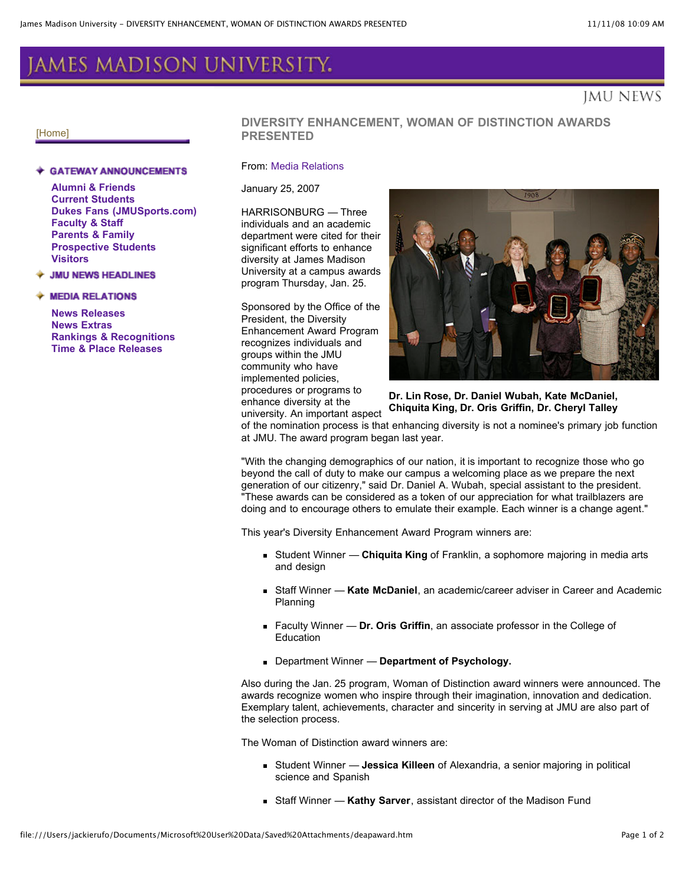# JAMES MADISON UNIVERSITY.

JMU NEWS

[Home]

**GATEWAY ANNOUNCEMENTS**

- **Alumni & Friends**
- **Current Students**
- **Dukes Fans (JMUSports.com)**
- **Faculty & Staff**
- **Parents & Family**
- **Prospective Students**
- **Visitors**

**JMU NEWS HEADLINES**

**MEDIA RELATIONS**

- **News Releases**
- **News Extras**
- **Rankings & Recognitions**
- **Time & Place Releases**

## DIVERSITY ENHANCEMENT, WOMAN OF DISTINCTION AWARDS PRESENTED

From: Media Relations

January 25, 2007

**Dr. Lin Rose, Dr. Daniel Wubah, Kate McDaniel, Chiquita King, Dr. Oris Griffin, Dr. Cheryl Talley**

HARRISONBURG — Three individuals and an academic department were cited for their significant efforts to enhance diversity at James Madison University at a campus awards program Thursday, Jan. 25.

Sponsored by the Office of the President, the Diversity Enhancement Award Program recognizes individuals and groups within the JMU community who have implemented policies, procedures or programs to enhance diversity at the university. An important aspect of the nomination process is that enhancing diversity is not a nominee's primary job function at JMU. The award program began last year.

"With the changing demographics of our nation, it is important to recognize those who go beyond the call of duty to make our campus a welcoming place as we prepare the next generation of our citizenry," said Dr. Daniel A. Wubah, special assistant to the president. "These awards can be considered as a token of our appreciation for what trailblazers are doing and to encourage others to emulate their example. Each winner is a change agent."

This year's Diversity Enhancement Award Program winners are:

- Student Winner — **Chiquita King** of Franklin, a sophomore majoring in media arts and design
- Staff Winner — **Kate McDaniel**, an academic/career adviser in Career and Academic Planning
- Faculty Winner — **Dr. Oris Griffin**, an associate professor in the College of Education
- Department Winner — **Department of Psychology.**

Also during the Jan. 25 program, Woman of Distinction award winners were announced. The awards recognize women who inspire through their imagination, innovation and dedication. Exemplary talent, achievements, character and sincerity in serving at JMU are also part of the selection process.

The Woman of Distinction award winners are:

- Student Winner — **Jessica Killeen** of Alexandria, a senior majoring in political science and Spanish
- Staff Winner — **Kathy Sarver**, assistant director of the Madison Fund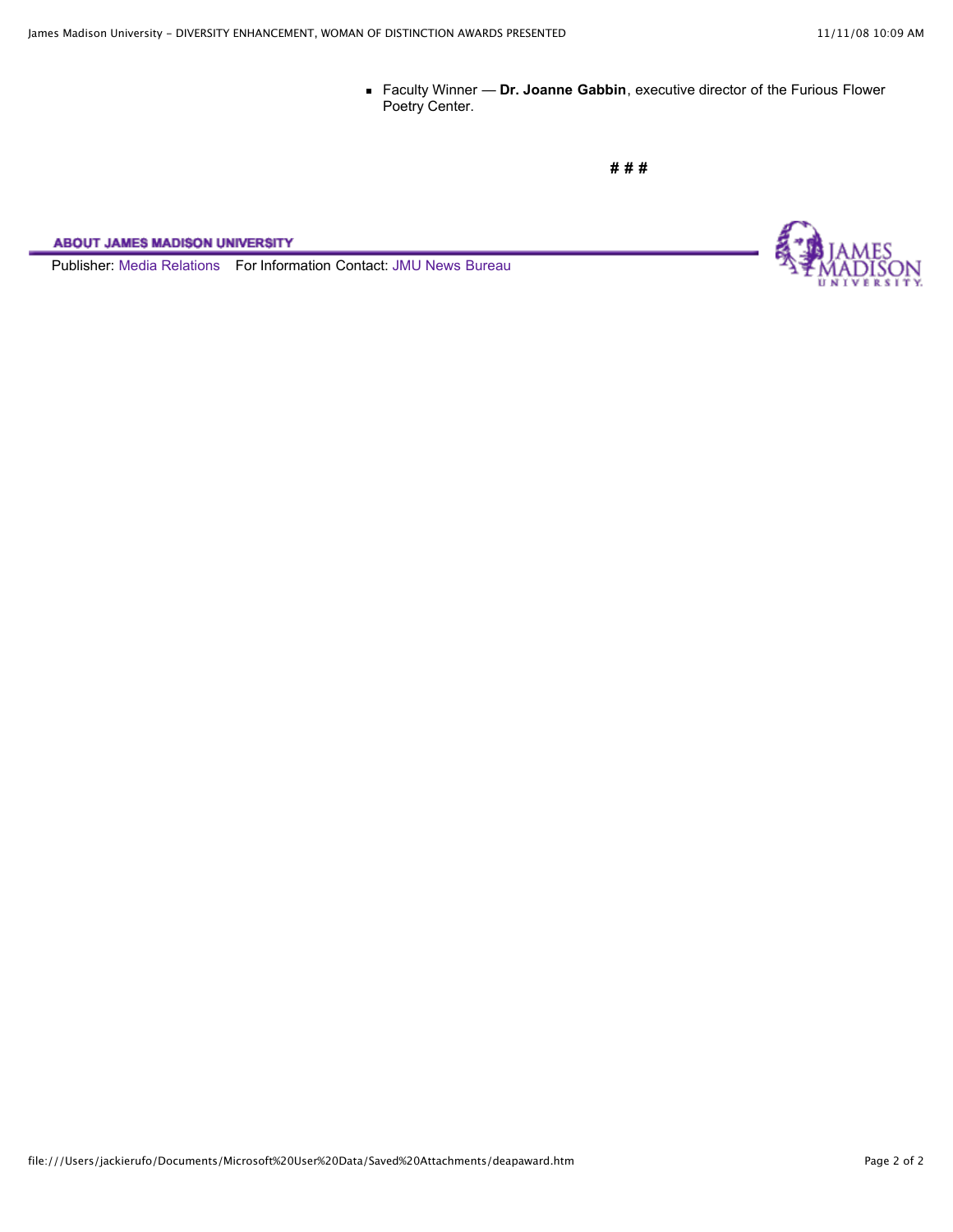- Faculty Winner — **Dr. Joanne Gabbin**, executive director of the Furious Flower Poetry Center.

**# # #**

**ABOUT JAMES MADISON UNIVERSITY**

Publisher: Media Relations    For Information Contact: JMU News Bureau